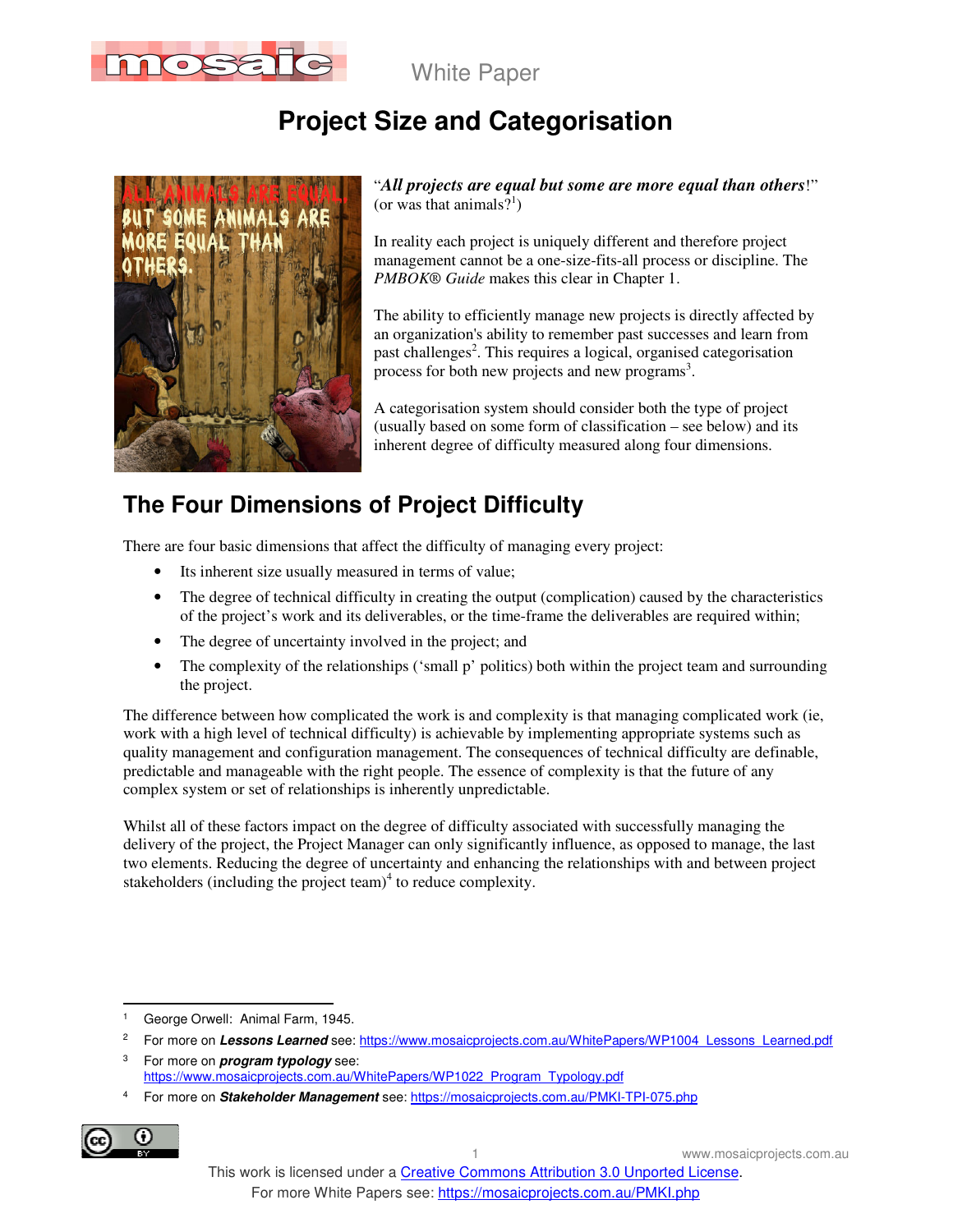White Paper

# Project Size and Categorisation

"***All projects are equal but some are more equal than others***!" (or was that animals?[1])

In reality each project is uniquely different and therefore project management cannot be a one-size-fits-all process or discipline. The *PMBOK® Guide* makes this clear in Chapter 1.

The ability to efficiently manage new projects is directly affected by an organization's ability to remember past successes and learn from past challenges[2]. This requires a logical, organised categorisation process for both new projects and new programs[3].

A categorisation system should consider both the type of project (usually based on some form of classification – see below) and its inherent degree of difficulty measured along four dimensions.

## The Four Dimensions of Project Difficulty

There are four basic dimensions that affect the difficulty of managing every project:

- Its inherent size usually measured in terms of value;
- The degree of technical difficulty in creating the output (complication) caused by the characteristics of the project's work and its deliverables, or the time-frame the deliverables are required within;
- The degree of uncertainty involved in the project; and
- The complexity of the relationships ('small p' politics) both within the project team and surrounding the project.

The difference between how complicated the work is and complexity is that managing complicated work (ie, work with a high level of technical difficulty) is achievable by implementing appropriate systems such as quality management and configuration management. The consequences of technical difficulty are definable, predictable and manageable with the right people. The essence of complexity is that the future of any complex system or set of relationships is inherently unpredictable.

Whilst all of these factors impact on the degree of difficulty associated with successfully managing the delivery of the project, the Project Manager can only significantly influence, as opposed to manage, the last two elements. Reducing the degree of uncertainty and enhancing the relationships with and between project stakeholders (including the project team)[4] to reduce complexity.

---

[1] George Orwell: Animal Farm, 1945.

[2] For more on ***Lessons Learned*** see: https://www.mosaicprojects.com.au/WhitePapers/WP1004_Lessons_Learned.pdf

[3] For more on ***program typology*** see: https://www.mosaicprojects.com.au/WhitePapers/WP1022_Program_Typology.pdf

[4] For more on ***Stakeholder Management*** see: https://mosaicprojects.com.au/PMKI-TPI-075.php

This work is licensed under a Creative Commons Attribution 3.0 Unported License.
For more White Papers see: https://mosaicprojects.com.au/PMKI.php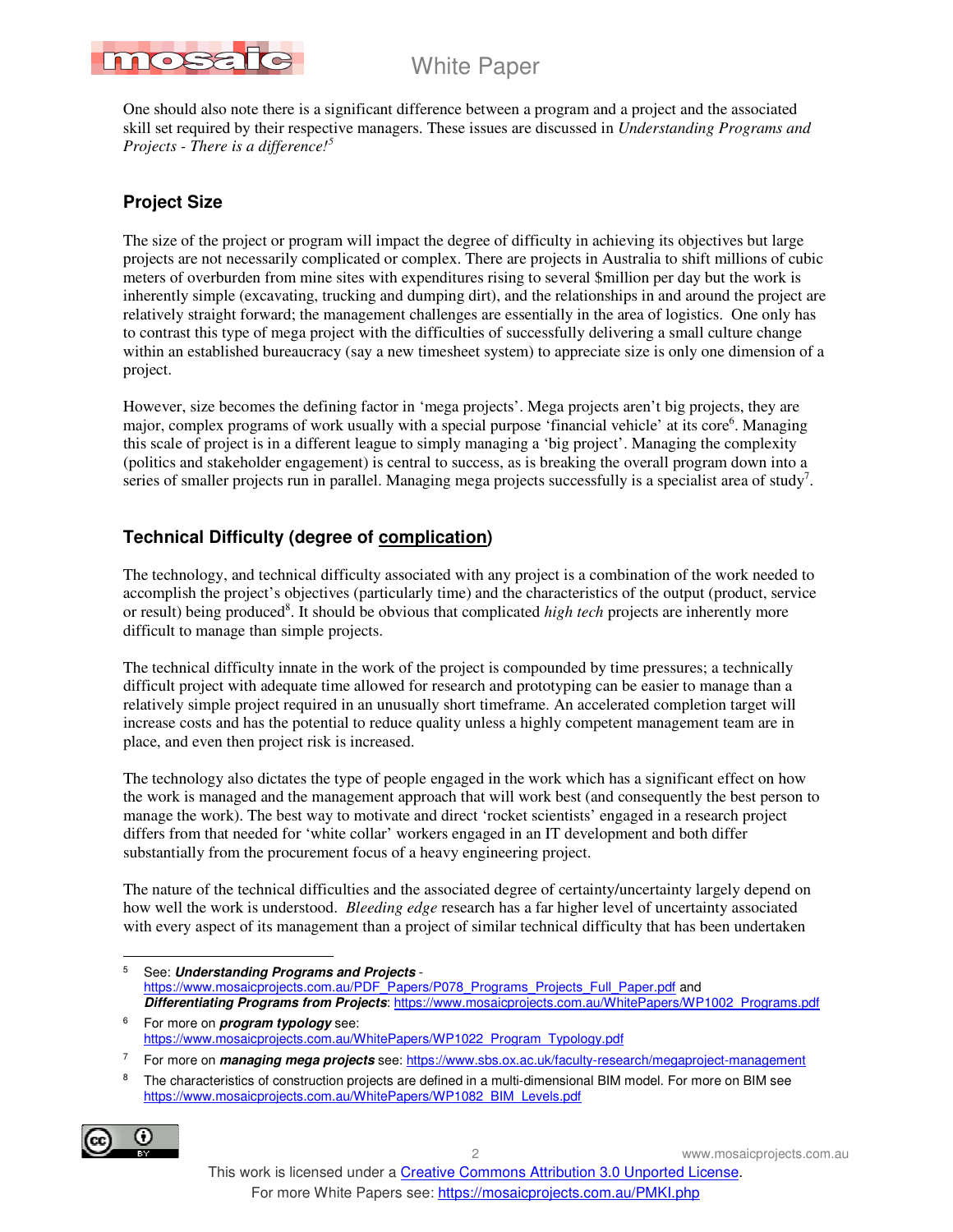One should also note there is a significant difference between a program and a project and the associated skill set required by their respective managers. These issues are discussed in *Understanding Programs and Projects - There is a difference!*[5]

## Project Size

The size of the project or program will impact the degree of difficulty in achieving its objectives but large projects are not necessarily complicated or complex. There are projects in Australia to shift millions of cubic meters of overburden from mine sites with expenditures rising to several $million per day but the work is inherently simple (excavating, trucking and dumping dirt), and the relationships in and around the project are relatively straight forward; the management challenges are essentially in the area of logistics. One only has to contrast this type of mega project with the difficulties of successfully delivering a small culture change within an established bureaucracy (say a new timesheet system) to appreciate size is only one dimension of a project.

However, size becomes the defining factor in 'mega projects'. Mega projects aren't big projects, they are major, complex programs of work usually with a special purpose 'financial vehicle' at its core[6]. Managing this scale of project is in a different league to simply managing a 'big project'. Managing the complexity (politics and stakeholder engagement) is central to success, as is breaking the overall program down into a series of smaller projects run in parallel. Managing mega projects successfully is a specialist area of study[7].

## Technical Difficulty (degree of complication)

The technology, and technical difficulty associated with any project is a combination of the work needed to accomplish the project's objectives (particularly time) and the characteristics of the output (product, service or result) being produced[8]. It should be obvious that complicated *high tech* projects are inherently more difficult to manage than simple projects.

The technical difficulty innate in the work of the project is compounded by time pressures; a technically difficult project with adequate time allowed for research and prototyping can be easier to manage than a relatively simple project required in an unusually short timeframe. An accelerated completion target will increase costs and has the potential to reduce quality unless a highly competent management team are in place, and even then project risk is increased.

The technology also dictates the type of people engaged in the work which has a significant effect on how the work is managed and the management approach that will work best (and consequently the best person to manage the work). The best way to motivate and direct 'rocket scientists' engaged in a research project differs from that needed for 'white collar' workers engaged in an IT development and both differ substantially from the procurement focus of a heavy engineering project.

The nature of the technical difficulties and the associated degree of certainty/uncertainty largely depend on how well the work is understood. *Bleeding edge* research has a far higher level of uncertainty associated with every aspect of its management than a project of similar technical difficulty that has been undertaken

---

[5] See: ***Understanding Programs and Projects*** - https://www.mosaicprojects.com.au/PDF_Papers/P078_Programs_Projects_Full_Paper.pdf and ***Differentiating Programs from Projects***: https://www.mosaicprojects.com.au/WhitePapers/WP1002_Programs.pdf

[6] For more on ***program typology*** see: https://www.mosaicprojects.com.au/WhitePapers/WP1022_Program_Typology.pdf

[7] For more on ***managing mega projects*** see: https://www.sbs.ox.ac.uk/faculty-research/megaproject-management

[8] The characteristics of construction projects are defined in a multi-dimensional BIM model. For more on BIM see https://www.mosaicprojects.com.au/WhitePapers/WP1082_BIM_Levels.pdf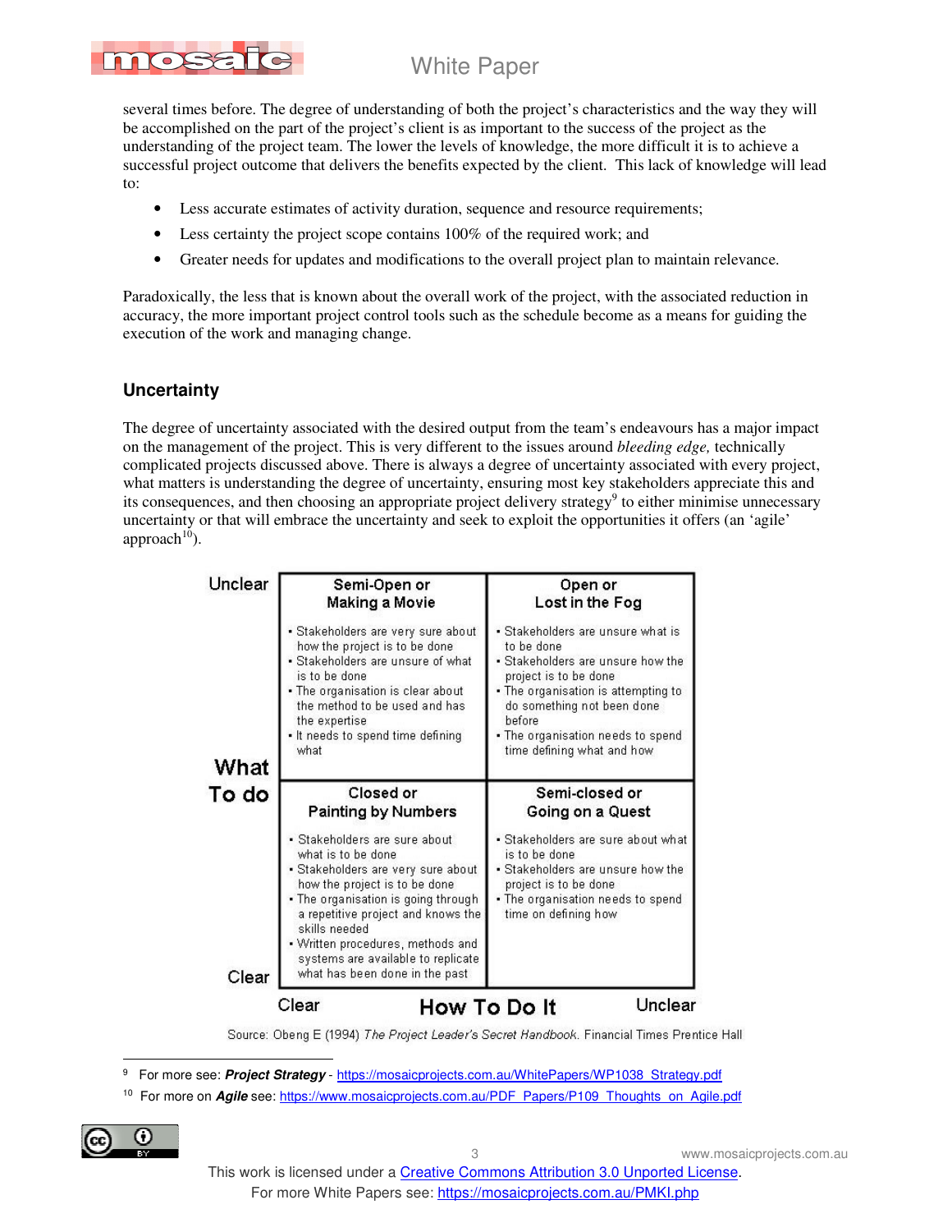several times before. The degree of understanding of both the project's characteristics and the way they will be accomplished on the part of the project's client is as important to the success of the project as the understanding of the project team. The lower the levels of knowledge, the more difficult it is to achieve a successful project outcome that delivers the benefits expected by the client. This lack of knowledge will lead to:

- Less accurate estimates of activity duration, sequence and resource requirements;
- Less certainty the project scope contains 100% of the required work; and
- Greater needs for updates and modifications to the overall project plan to maintain relevance.

Paradoxically, the less that is known about the overall work of the project, with the associated reduction in accuracy, the more important project control tools such as the schedule become as a means for guiding the execution of the work and managing change.

## Uncertainty

The degree of uncertainty associated with the desired output from the team's endeavours has a major impact on the management of the project. This is very different to the issues around *bleeding edge,* technically complicated projects discussed above. There is always a degree of uncertainty associated with every project, what matters is understanding the degree of uncertainty, ensuring most key stakeholders appreciate this and its consequences, and then choosing an appropriate project delivery strategy[9] to either minimise unnecessary uncertainty or that will embrace the uncertainty and seek to exploit the opportunities it offers (an 'agile' approach[10]).

| What To do | How To Do It: Clear | How To Do It: Unclear |
|---|---|---|
| Unclear | **Semi-Open or Making a Movie**<br>• Stakeholders are very sure about how the project is to be done<br>• Stakeholders are unsure of what is to be done<br>• The organisation is clear about the method to be used and has the expertise<br>• It needs to spend time defining what | **Open or Lost in the Fog**<br>• Stakeholders are unsure what is to be done<br>• Stakeholders are unsure how the project is to be done<br>• The organisation is attempting to do something not been done before<br>• The organisation needs to spend time defining what and how |
| Clear | **Closed or Painting by Numbers**<br>• Stakeholders are sure about what is to be done<br>• Stakeholders are very sure about how the project is to be done<br>• The organisation is going through a repetitive project and knows the skills needed<br>• Written procedures, methods and systems are available to replicate what has been done in the past | **Semi-closed or Going on a Quest**<br>• Stakeholders are sure about what is to be done<br>• Stakeholders are unsure how the project is to be done<br>• The organisation needs to spend time on defining how |

Source: Obeng E (1994) *The Project Leader's Secret Handbook.* Financial Times Prentice Hall

---

9 For more see: ***Project Strategy*** - https://mosaicprojects.com.au/WhitePapers/WP1038_Strategy.pdf

10 For more on ***Agile*** see: https://www.mosaicprojects.com.au/PDF_Papers/P109_Thoughts_on_Agile.pdf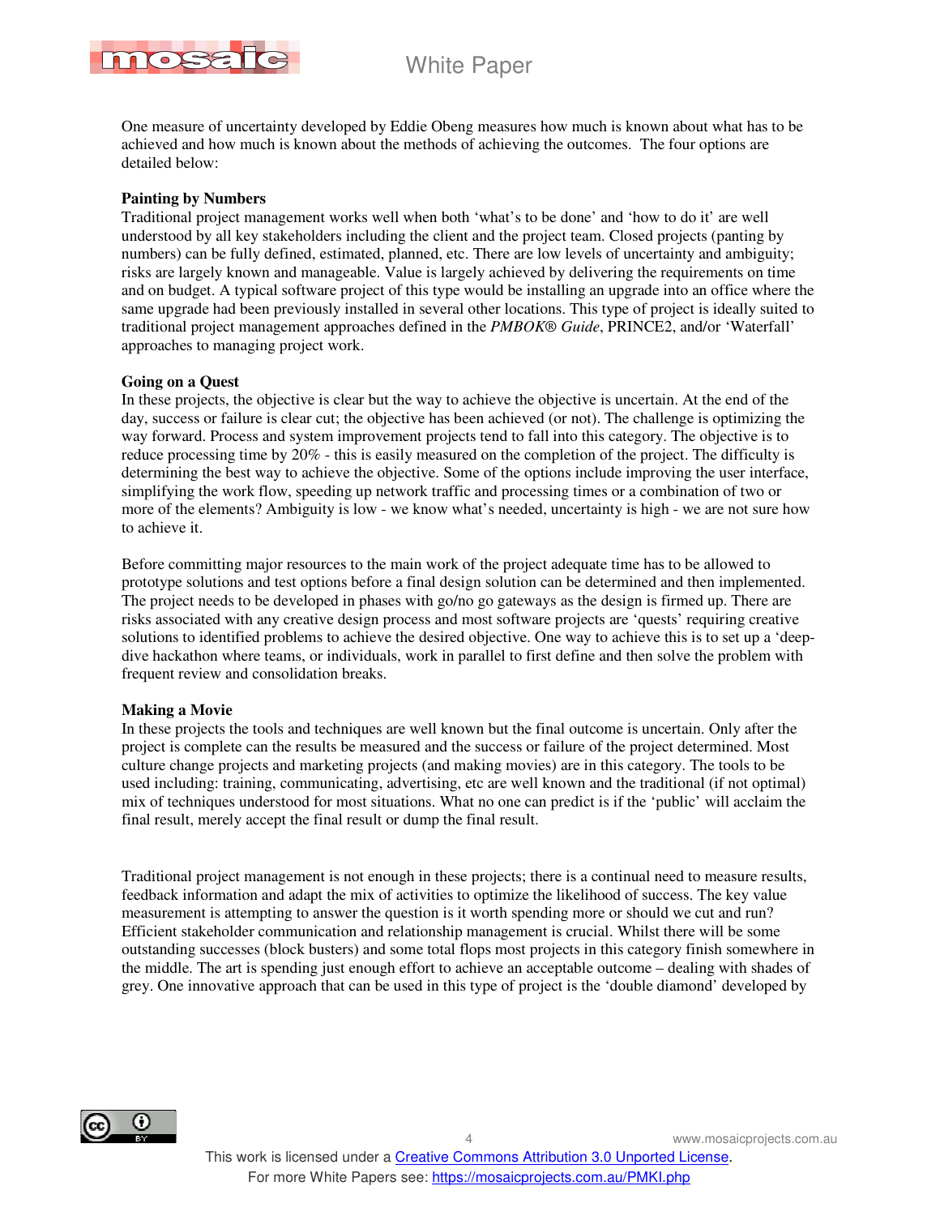One measure of uncertainty developed by Eddie Obeng measures how much is known about what has to be achieved and how much is known about the methods of achieving the outcomes. The four options are detailed below:

**Painting by Numbers**

Traditional project management works well when both 'what's to be done' and 'how to do it' are well understood by all key stakeholders including the client and the project team. Closed projects (panting by numbers) can be fully defined, estimated, planned, etc. There are low levels of uncertainty and ambiguity; risks are largely known and manageable. Value is largely achieved by delivering the requirements on time and on budget. A typical software project of this type would be installing an upgrade into an office where the same upgrade had been previously installed in several other locations. This type of project is ideally suited to traditional project management approaches defined in the *PMBOK® Guide*, PRINCE2, and/or 'Waterfall' approaches to managing project work.

**Going on a Quest**

In these projects, the objective is clear but the way to achieve the objective is uncertain. At the end of the day, success or failure is clear cut; the objective has been achieved (or not). The challenge is optimizing the way forward. Process and system improvement projects tend to fall into this category. The objective is to reduce processing time by 20% - this is easily measured on the completion of the project. The difficulty is determining the best way to achieve the objective. Some of the options include improving the user interface, simplifying the work flow, speeding up network traffic and processing times or a combination of two or more of the elements? Ambiguity is low - we know what's needed, uncertainty is high - we are not sure how to achieve it.

Before committing major resources to the main work of the project adequate time has to be allowed to prototype solutions and test options before a final design solution can be determined and then implemented. The project needs to be developed in phases with go/no go gateways as the design is firmed up. There are risks associated with any creative design process and most software projects are 'quests' requiring creative solutions to identified problems to achieve the desired objective. One way to achieve this is to set up a 'deep-dive hackathon where teams, or individuals, work in parallel to first define and then solve the problem with frequent review and consolidation breaks.

**Making a Movie**

In these projects the tools and techniques are well known but the final outcome is uncertain. Only after the project is complete can the results be measured and the success or failure of the project determined. Most culture change projects and marketing projects (and making movies) are in this category. The tools to be used including: training, communicating, advertising, etc are well known and the traditional (if not optimal) mix of techniques understood for most situations. What no one can predict is if the 'public' will acclaim the final result, merely accept the final result or dump the final result.

Traditional project management is not enough in these projects; there is a continual need to measure results, feedback information and adapt the mix of activities to optimize the likelihood of success. The key value measurement is attempting to answer the question is it worth spending more or should we cut and run? Efficient stakeholder communication and relationship management is crucial. Whilst there will be some outstanding successes (block busters) and some total flops most projects in this category finish somewhere in the middle. The art is spending just enough effort to achieve an acceptable outcome – dealing with shades of grey. One innovative approach that can be used in this type of project is the 'double diamond' developed by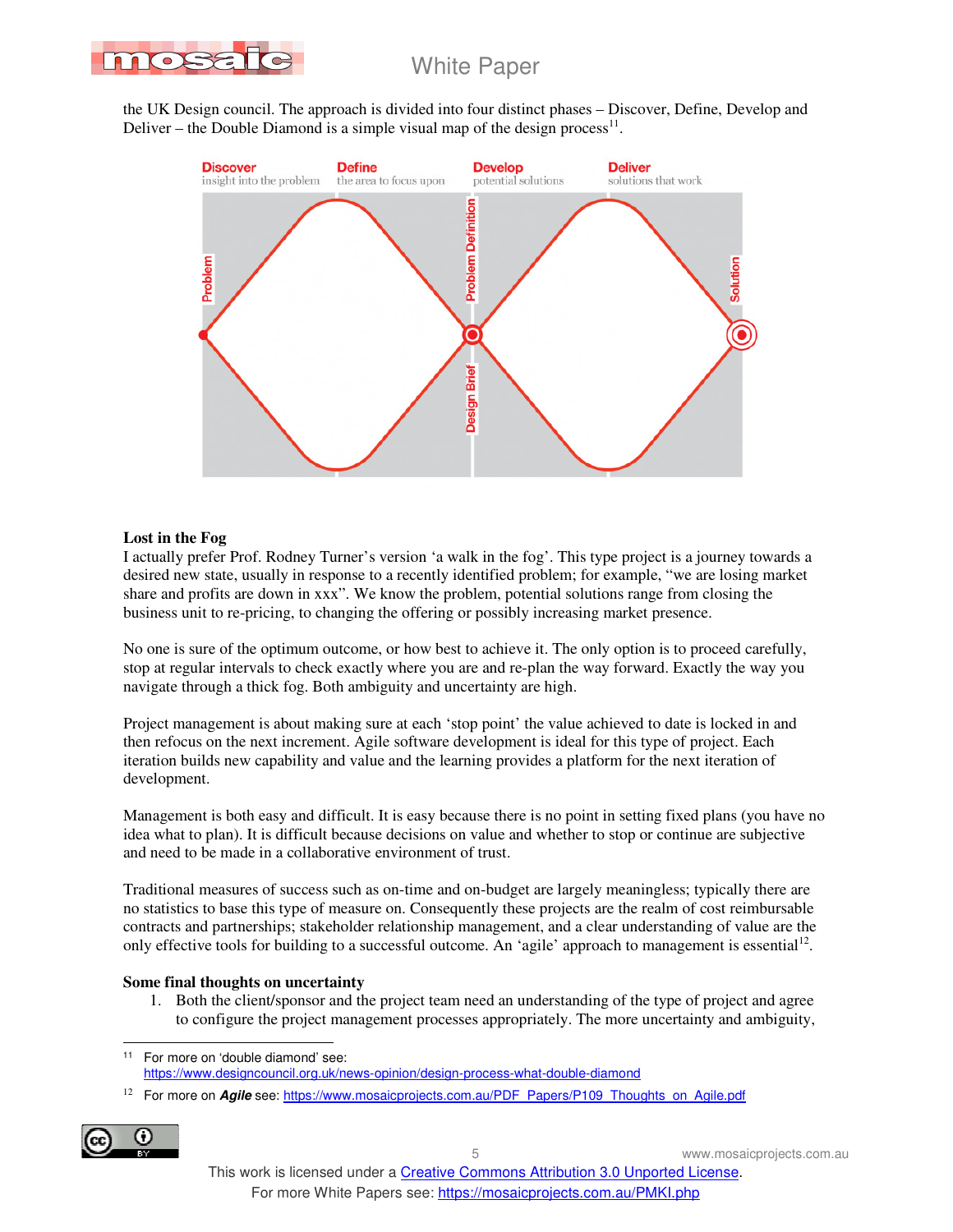the UK Design council. The approach is divided into four distinct phases – Discover, Define, Develop and Deliver – the Double Diamond is a simple visual map of the design process[11].

Discover – insight into the problem
Define – the area to focus upon
Develop – potential solutions
Deliver – solutions that work

Problem — Problem Definition / Design Brief — Solution

**Lost in the Fog**

I actually prefer Prof. Rodney Turner's version 'a walk in the fog'. This type project is a journey towards a desired new state, usually in response to a recently identified problem; for example, "we are losing market share and profits are down in xxx". We know the problem, potential solutions range from closing the business unit to re-pricing, to changing the offering or possibly increasing market presence.

No one is sure of the optimum outcome, or how best to achieve it. The only option is to proceed carefully, stop at regular intervals to check exactly where you are and re-plan the way forward. Exactly the way you navigate through a thick fog. Both ambiguity and uncertainty are high.

Project management is about making sure at each 'stop point' the value achieved to date is locked in and then refocus on the next increment. Agile software development is ideal for this type of project. Each iteration builds new capability and value and the learning provides a platform for the next iteration of development.

Management is both easy and difficult. It is easy because there is no point in setting fixed plans (you have no idea what to plan). It is difficult because decisions on value and whether to stop or continue are subjective and need to be made in a collaborative environment of trust.

Traditional measures of success such as on-time and on-budget are largely meaningless; typically there are no statistics to base this type of measure on. Consequently these projects are the realm of cost reimbursable contracts and partnerships; stakeholder relationship management, and a clear understanding of value are the only effective tools for building to a successful outcome. An 'agile' approach to management is essential[12].

**Some final thoughts on uncertainty**

1. Both the client/sponsor and the project team need an understanding of the type of project and agree to configure the project management processes appropriately. The more uncertainty and ambiguity,

---

[11] For more on 'double diamond' see: https://www.designcouncil.org.uk/news-opinion/design-process-what-double-diamond

[12] For more on ***Agile*** see: https://www.mosaicprojects.com.au/PDF_Papers/P109_Thoughts_on_Agile.pdf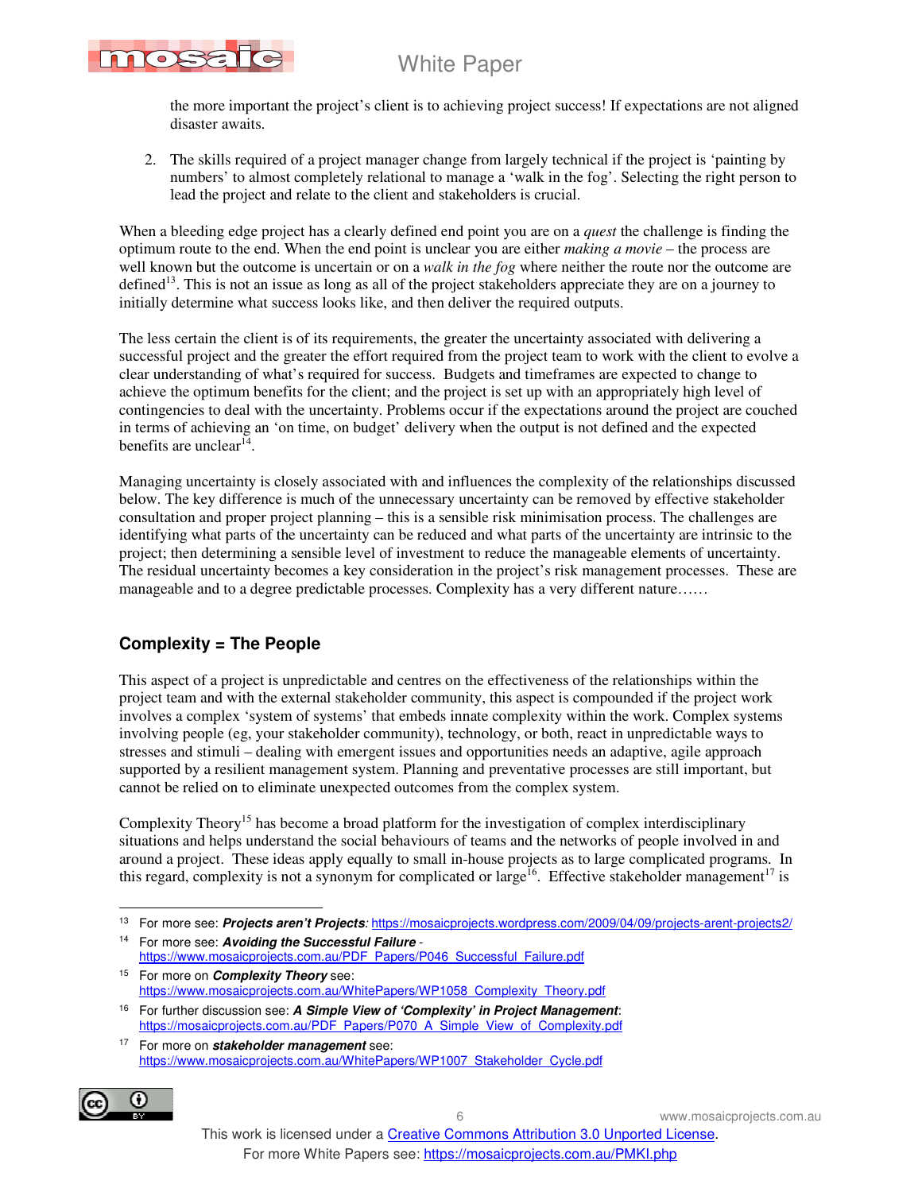the more important the project's client is to achieving project success! If expectations are not aligned disaster awaits.

2. The skills required of a project manager change from largely technical if the project is 'painting by numbers' to almost completely relational to manage a 'walk in the fog'. Selecting the right person to lead the project and relate to the client and stakeholders is crucial.

When a bleeding edge project has a clearly defined end point you are on a *quest* the challenge is finding the optimum route to the end. When the end point is unclear you are either *making a movie* – the process are well known but the outcome is uncertain or on a *walk in the fog* where neither the route nor the outcome are defined[13]. This is not an issue as long as all of the project stakeholders appreciate they are on a journey to initially determine what success looks like, and then deliver the required outputs.

The less certain the client is of its requirements, the greater the uncertainty associated with delivering a successful project and the greater the effort required from the project team to work with the client to evolve a clear understanding of what's required for success. Budgets and timeframes are expected to change to achieve the optimum benefits for the client; and the project is set up with an appropriately high level of contingencies to deal with the uncertainty. Problems occur if the expectations around the project are couched in terms of achieving an 'on time, on budget' delivery when the output is not defined and the expected benefits are unclear[14].

Managing uncertainty is closely associated with and influences the complexity of the relationships discussed below. The key difference is much of the unnecessary uncertainty can be removed by effective stakeholder consultation and proper project planning – this is a sensible risk minimisation process. The challenges are identifying what parts of the uncertainty can be reduced and what parts of the uncertainty are intrinsic to the project; then determining a sensible level of investment to reduce the manageable elements of uncertainty. The residual uncertainty becomes a key consideration in the project's risk management processes. These are manageable and to a degree predictable processes. Complexity has a very different nature……

## Complexity = The People

This aspect of a project is unpredictable and centres on the effectiveness of the relationships within the project team and with the external stakeholder community, this aspect is compounded if the project work involves a complex 'system of systems' that embeds innate complexity within the work. Complex systems involving people (eg, your stakeholder community), technology, or both, react in unpredictable ways to stresses and stimuli – dealing with emergent issues and opportunities needs an adaptive, agile approach supported by a resilient management system. Planning and preventative processes are still important, but cannot be relied on to eliminate unexpected outcomes from the complex system.

Complexity Theory[15] has become a broad platform for the investigation of complex interdisciplinary situations and helps understand the social behaviours of teams and the networks of people involved in and around a project. These ideas apply equally to small in-house projects as to large complicated programs. In this regard, complexity is not a synonym for complicated or large[16]. Effective stakeholder management[17] is

---

[13] For more see: ***Projects aren't Projects***: https://mosaicprojects.wordpress.com/2009/04/09/projects-arent-projects2/

[14] For more see: ***Avoiding the Successful Failure*** - https://www.mosaicprojects.com.au/PDF_Papers/P046_Successful_Failure.pdf

[15] For more on ***Complexity Theory*** see: https://www.mosaicprojects.com.au/WhitePapers/WP1058_Complexity_Theory.pdf

[16] For further discussion see: ***A Simple View of 'Complexity' in Project Management***: https://mosaicprojects.com.au/PDF_Papers/P070_A_Simple_View_of_Complexity.pdf

[17] For more on ***stakeholder management*** see: https://www.mosaicprojects.com.au/WhitePapers/WP1007_Stakeholder_Cycle.pdf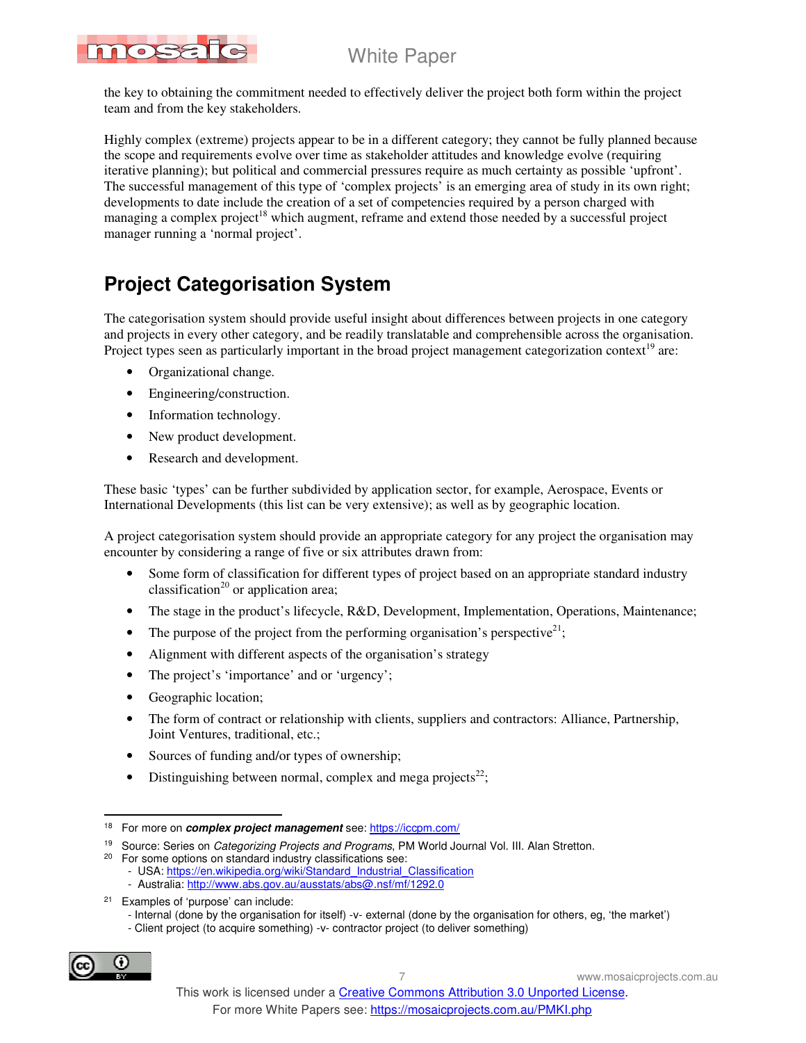the key to obtaining the commitment needed to effectively deliver the project both form within the project team and from the key stakeholders.

Highly complex (extreme) projects appear to be in a different category; they cannot be fully planned because the scope and requirements evolve over time as stakeholder attitudes and knowledge evolve (requiring iterative planning); but political and commercial pressures require as much certainty as possible 'upfront'. The successful management of this type of 'complex projects' is an emerging area of study in its own right; developments to date include the creation of a set of competencies required by a person charged with managing a complex project[18] which augment, reframe and extend those needed by a successful project manager running a 'normal project'.

## Project Categorisation System

The categorisation system should provide useful insight about differences between projects in one category and projects in every other category, and be readily translatable and comprehensible across the organisation. Project types seen as particularly important in the broad project management categorization context[19] are:

- Organizational change.
- Engineering/construction.
- Information technology.
- New product development.
- Research and development.

These basic 'types' can be further subdivided by application sector, for example, Aerospace, Events or International Developments (this list can be very extensive); as well as by geographic location.

A project categorisation system should provide an appropriate category for any project the organisation may encounter by considering a range of five or six attributes drawn from:

- Some form of classification for different types of project based on an appropriate standard industry classification[20] or application area;
- The stage in the product's lifecycle, R&D, Development, Implementation, Operations, Maintenance;
- The purpose of the project from the performing organisation's perspective[21];
- Alignment with different aspects of the organisation's strategy
- The project's 'importance' and or 'urgency';
- Geographic location;
- The form of contract or relationship with clients, suppliers and contractors: Alliance, Partnership, Joint Ventures, traditional, etc.;
- Sources of funding and/or types of ownership;
- Distinguishing between normal, complex and mega projects[22];

---

[18] For more on ***complex project management*** see: https://iccpm.com/

[19] Source: Series on *Categorizing Projects and Programs*, PM World Journal Vol. III. Alan Stretton.

[20] For some options on standard industry classifications see:
- USA: https://en.wikipedia.org/wiki/Standard_Industrial_Classification
- Australia: http://www.abs.gov.au/ausstats/abs@.nsf/mf/1292.0

[21] Examples of 'purpose' can include:
- Internal (done by the organisation for itself) -v- external (done by the organisation for others, eg, 'the market')
- Client project (to acquire something) -v- contractor project (to deliver something)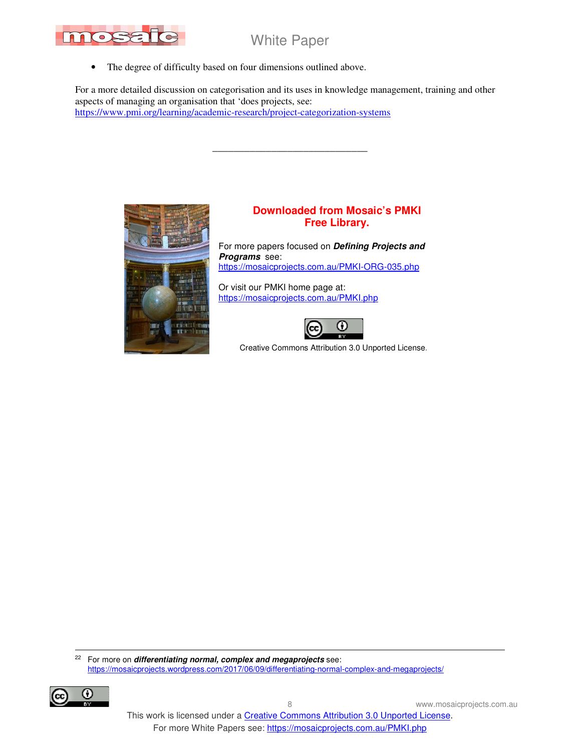- The degree of difficulty based on four dimensions outlined above.

For a more detailed discussion on categorisation and its uses in knowledge management, training and other aspects of managing an organisation that 'does projects, see: https://www.pmi.org/learning/academic-research/project-categorization-systems

---

**Downloaded from Mosaic's PMKI Free Library.**

For more papers focused on ***Defining Projects and Programs*** see: https://mosaicprojects.com.au/PMKI-ORG-035.php

Or visit our PMKI home page at: https://mosaicprojects.com.au/PMKI.php

Creative Commons Attribution 3.0 Unported License.

---

[22] For more on ***differentiating normal, complex and megaprojects*** see: https://mosaicprojects.wordpress.com/2017/06/09/differentiating-normal-complex-and-megaprojects/